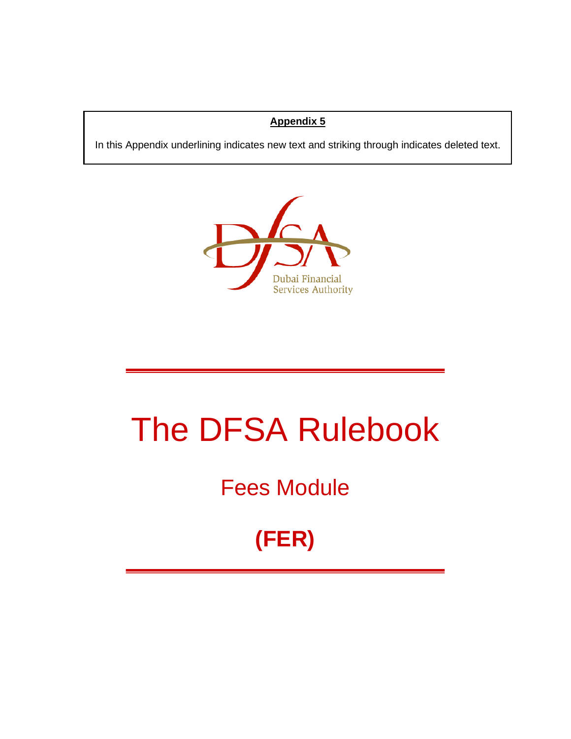**Appendix 5**

In this Appendix underlining indicates new text and striking through indicates deleted text.

Dubai Financial Services Authority

# The DFSA Rulebook

## Fees Module

## **(FER)**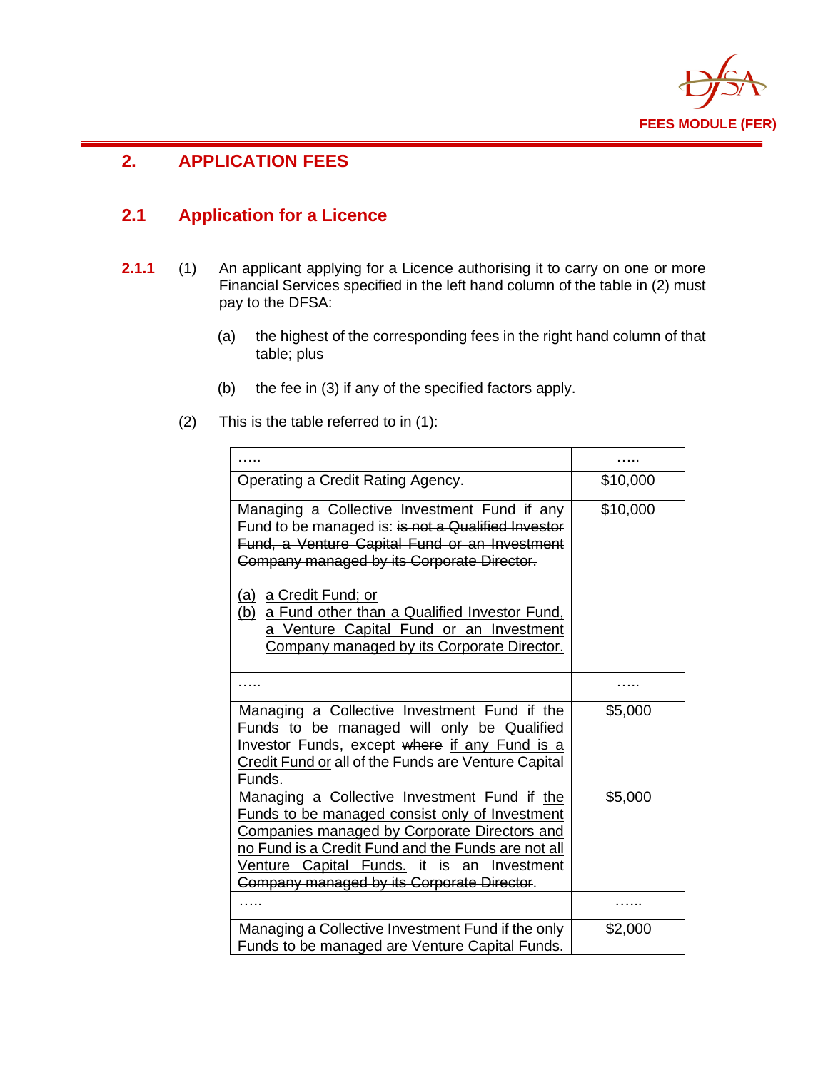## 2. APPLICATION FEES

### 2.1 Application for a Licence

**2.1.1** (1) An applicant applying for a Licence authorising it to carry on one or more Financial Services specified in the left hand column of the table in (2) must pay to the DFSA:

(a) the highest of the corresponding fees in the right hand column of that table; plus

(b) the fee in (3) if any of the specified factors apply.

(2) This is the table referred to in (1):

| | |
|---|---|
| ….. | ….. |
| Operating a Credit Rating Agency. | $10,000 |
| Managing a Collective Investment Fund if any Fund to be managed is<u>:</u> ~~is not a Qualified Investor Fund, a Venture Capital Fund or an Investment Company managed by its Corporate Director.~~<br><br><u>(a) a Credit Fund; or</u><br><u>(b) a Fund other than a Qualified Investor Fund, a Venture Capital Fund or an Investment Company managed by its Corporate Director.</u> | $10,000 |
| ….. | ….. |
| Managing a Collective Investment Fund if the Funds to be managed will only be Qualified Investor Funds, except ~~where~~ <u>if any Fund is a Credit Fund or</u> all of the Funds are Venture Capital Funds. | $5,000 |
| Managing a Collective Investment Fund if <u>the Funds to be managed consist only of Investment Companies managed by Corporate Directors and no Fund is a Credit Fund and the Funds are not all Venture Capital Funds.</u> ~~it is an Investment Company managed by its Corporate Director~~. | $5,000 |
| ….. | …... |
| Managing a Collective Investment Fund if the only Funds to be managed are Venture Capital Funds. | $2,000 |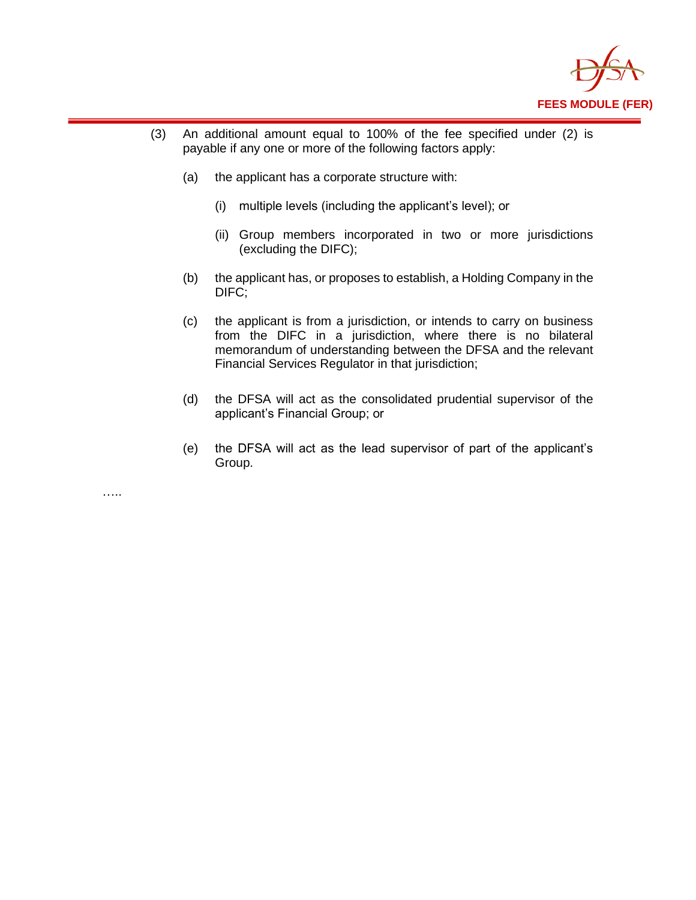(3) An additional amount equal to 100% of the fee specified under (2) is payable if any one or more of the following factors apply:

(a) the applicant has a corporate structure with:

(i) multiple levels (including the applicant's level); or

(ii) Group members incorporated in two or more jurisdictions (excluding the DIFC);

(b) the applicant has, or proposes to establish, a Holding Company in the DIFC;

(c) the applicant is from a jurisdiction, or intends to carry on business from the DIFC in a jurisdiction, where there is no bilateral memorandum of understanding between the DFSA and the relevant Financial Services Regulator in that jurisdiction;

(d) the DFSA will act as the consolidated prudential supervisor of the applicant's Financial Group; or

(e) the DFSA will act as the lead supervisor of part of the applicant's Group.

…..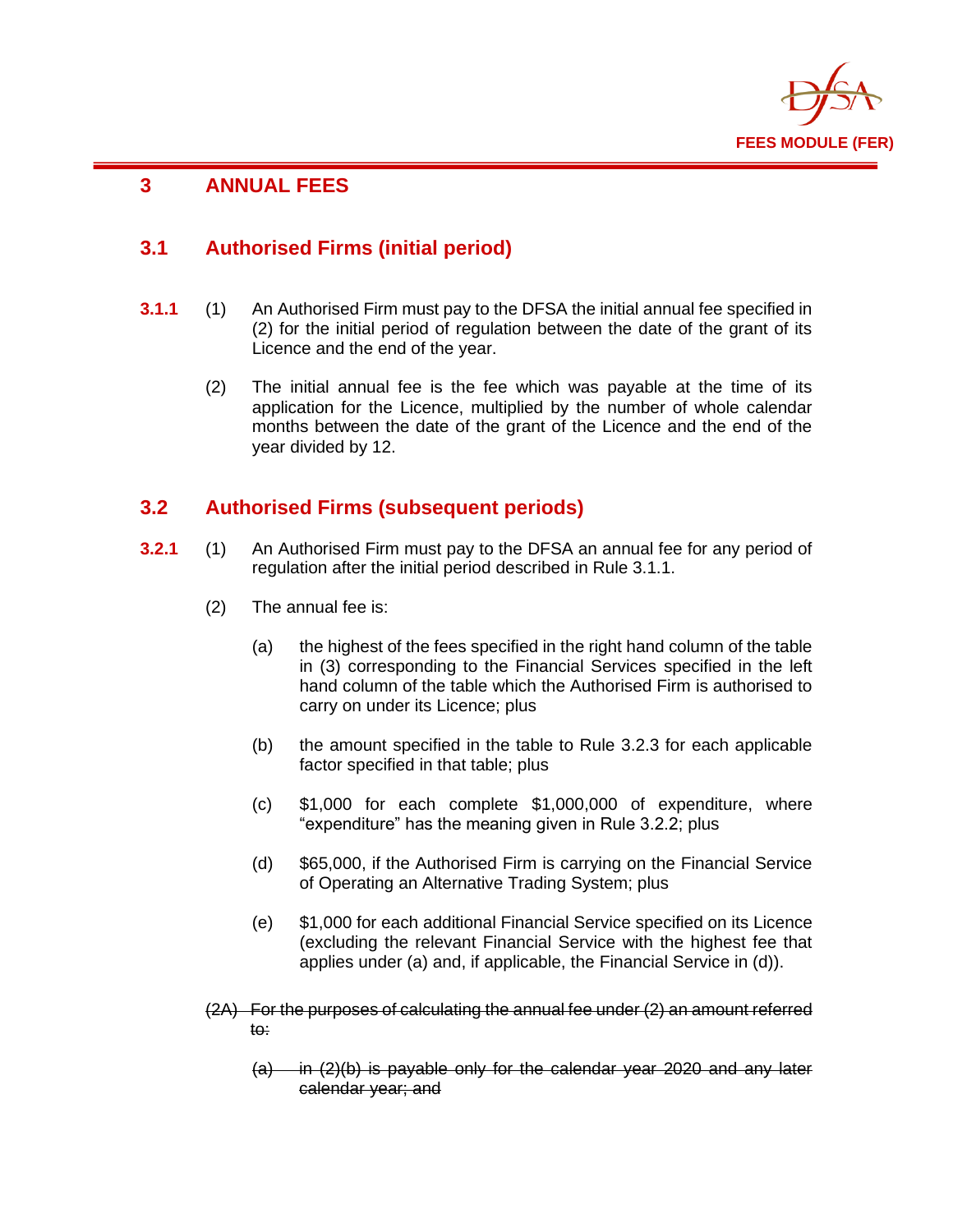# 3 ANNUAL FEES

## 3.1 Authorised Firms (initial period)

**3.1.1** (1) An Authorised Firm must pay to the DFSA the initial annual fee specified in (2) for the initial period of regulation between the date of the grant of its Licence and the end of the year.

(2) The initial annual fee is the fee which was payable at the time of its application for the Licence, multiplied by the number of whole calendar months between the date of the grant of the Licence and the end of the year divided by 12.

## 3.2 Authorised Firms (subsequent periods)

**3.2.1** (1) An Authorised Firm must pay to the DFSA an annual fee for any period of regulation after the initial period described in Rule 3.1.1.

(2) The annual fee is:

(a) the highest of the fees specified in the right hand column of the table in (3) corresponding to the Financial Services specified in the left hand column of the table which the Authorised Firm is authorised to carry on under its Licence; plus

(b) the amount specified in the table to Rule 3.2.3 for each applicable factor specified in that table; plus

(c) $1,000 for each complete $1,000,000 of expenditure, where "expenditure" has the meaning given in Rule 3.2.2; plus

(d) $65,000, if the Authorised Firm is carrying on the Financial Service of Operating an Alternative Trading System; plus

(e) $1,000 for each additional Financial Service specified on its Licence (excluding the relevant Financial Service with the highest fee that applies under (a) and, if applicable, the Financial Service in (d)).

~~(2A) For the purposes of calculating the annual fee under (2) an amount referred to:~~

~~(a) in (2)(b) is payable only for the calendar year 2020 and any later calendar year; and~~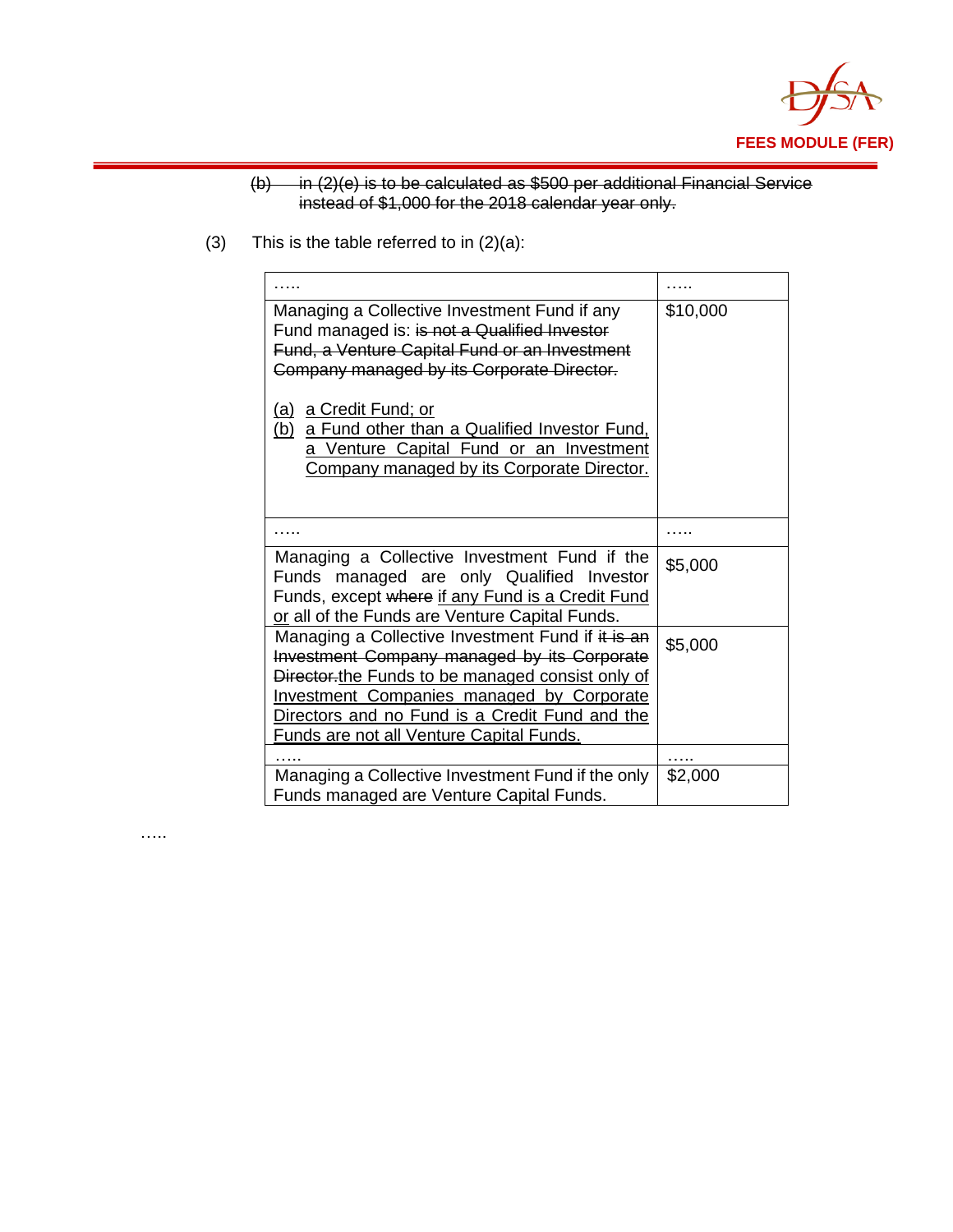~~(b) in (2)(e) is to be calculated as $500 per additional Financial Service instead of $1,000 for the 2018 calendar year only.~~

(3) This is the table referred to in (2)(a):

| | |
|---|---|
| ….. | ….. |
| Managing a Collective Investment Fund if any Fund managed is: ~~is not a Qualified Investor Fund, a Venture Capital Fund or an Investment Company managed by its Corporate Director.~~<br><br><u>(a) a Credit Fund; or</u><br><u>(b) a Fund other than a Qualified Investor Fund, a Venture Capital Fund or an Investment Company managed by its Corporate Director.</u> | $10,000 |
| ….. | ….. |
| Managing a Collective Investment Fund if the Funds managed are only Qualified Investor Funds, except ~~where~~ <u>if any Fund is a Credit Fund or</u> all of the Funds are Venture Capital Funds. | $5,000 |
| Managing a Collective Investment Fund if ~~it is an Investment Company managed by its Corporate Director.~~<u>the Funds to be managed consist only of Investment Companies managed by Corporate Directors and no Fund is a Credit Fund and the Funds are not all Venture Capital Funds.</u> | $5,000 |
| ….. | ….. |
| Managing a Collective Investment Fund if the only Funds managed are Venture Capital Funds. | $2,000 |

…..